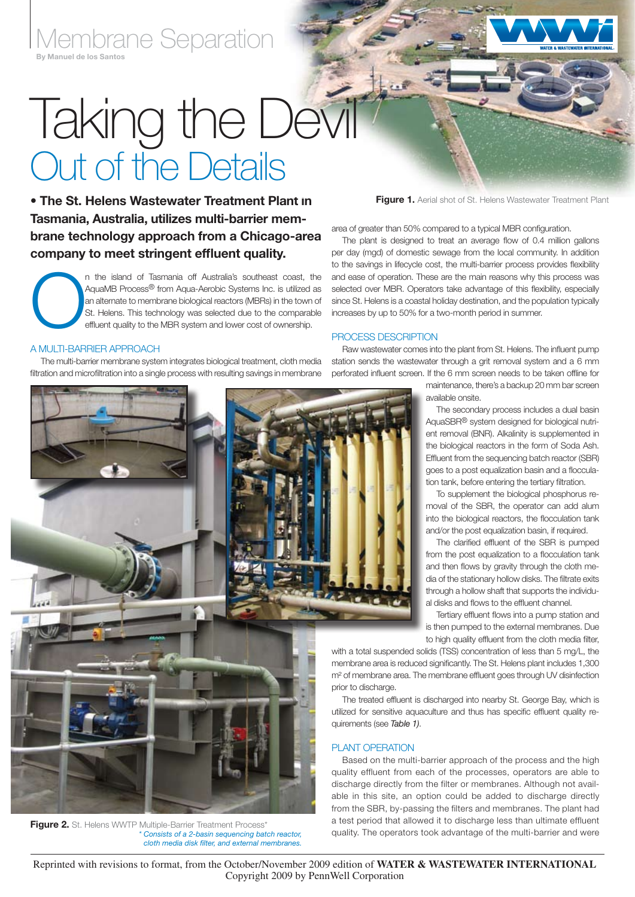Membrane Separation

By Manuel de los Santos

# Taking the Devil Out of the Details

**• The St. Helens Wastewater Treatment Plant in Tasmania, Australia, utilizes multi-barrier membrane technology approach from a Chicago-area company to meet stringent effluent quality.**

On the island of Tasmania off Australia's southeast coast, the AquaMB Process® from Aqua-Aerobic Systems Inc. is utilized as an alternate to membrane biological reactors (MBRs) in the town of St. Helens. This technology was selected due to the comparable effluent quality to the MBR system and lower cost of ownership.

## A MULTI-BARRIER APPROACH

The multi-barrier membrane system integrates biological treatment, cloth media filtration and microfiltration into a single process with resulting savings in membrane area of greater than 50% compared to a typical MBR configuration.

The plant is designed to treat an average flow of 0.4 million gallons per day (mgd) of domestic sewage from the local community. In addition to the savings in lifecycle cost, the multi-barrier process provides flexibility and ease of operation. These are the main reasons why this process was selected over MBR. Operators take advantage of this flexibility, especially since St. Helens is a coastal holiday destination, and the population typically increases by up to 50% for a two-month period in summer.

**Figure 1.** Aerial shot of St. Helens Wastewater Treatment Plant

## PROCESS DESCRIPTION

Raw wastewater comes into the plant from St. Helens. The influent pump station sends the wastewater through a grit removal system and a 6 mm perforated influent screen. If the 6 mm screen needs to be taken offline for maintenance, there's a backup 20 mm bar screen available onsite.

The secondary process includes a dual basin AquaSBR® system designed for biological nutrient removal (BNR). Alkalinity is supplemented in the biological reactors in the form of Soda Ash. Effluent from the sequencing batch reactor (SBR) goes to a post equalization basin and a flocculation tank, before entering the tertiary filtration.

To supplement the biological phosphorus removal of the SBR, the operator can add alum into the biological reactors, the flocculation tank and/or the post equalization basin, if required.

The clarified effluent of the SBR is pumped from the post equalization to a flocculation tank and then flows by gravity through the cloth media of the stationary hollow disks. The filtrate exits through a hollow shaft that supports the individual disks and flows to the effluent channel.

Tertiary effluent flows into a pump station and is then pumped to the external membranes. Due to high quality effluent from the cloth media filter, with a total suspended solids (TSS) concentration of less than 5 mg/L, the membrane area is reduced significantly. The St. Helens plant includes 1,300 $m^2$ of membrane area. The membrane effluent goes through UV disinfection prior to discharge.

The treated effluent is discharged into nearby St. George Bay, which is utilized for sensitive aquaculture and thus has specific effluent quality requirements (see *Table 1*).

## PLANT OPERATION

Based on the multi-barrier approach of the process and the high quality effluent from each of the processes, operators are able to discharge directly from the filter or membranes. Although not available in this site, an option could be added to discharge directly from the SBR, by-passing the filters and membranes. The plant had a test period that allowed it to discharge less than ultimate effluent quality. The operators took advantage of the multi-barrier and were

**Figure 2.** St. Helens WWTP Multiple-Barrier Treatment Process*

*\* Consists of a 2-basin sequencing batch reactor, cloth media disk filter, and external membranes.*

Reprinted with revisions to format, from the October/November 2009 edition of **WATER & WASTEWATER INTERNATIONAL**
Copyright 2009 by PennWell Corporation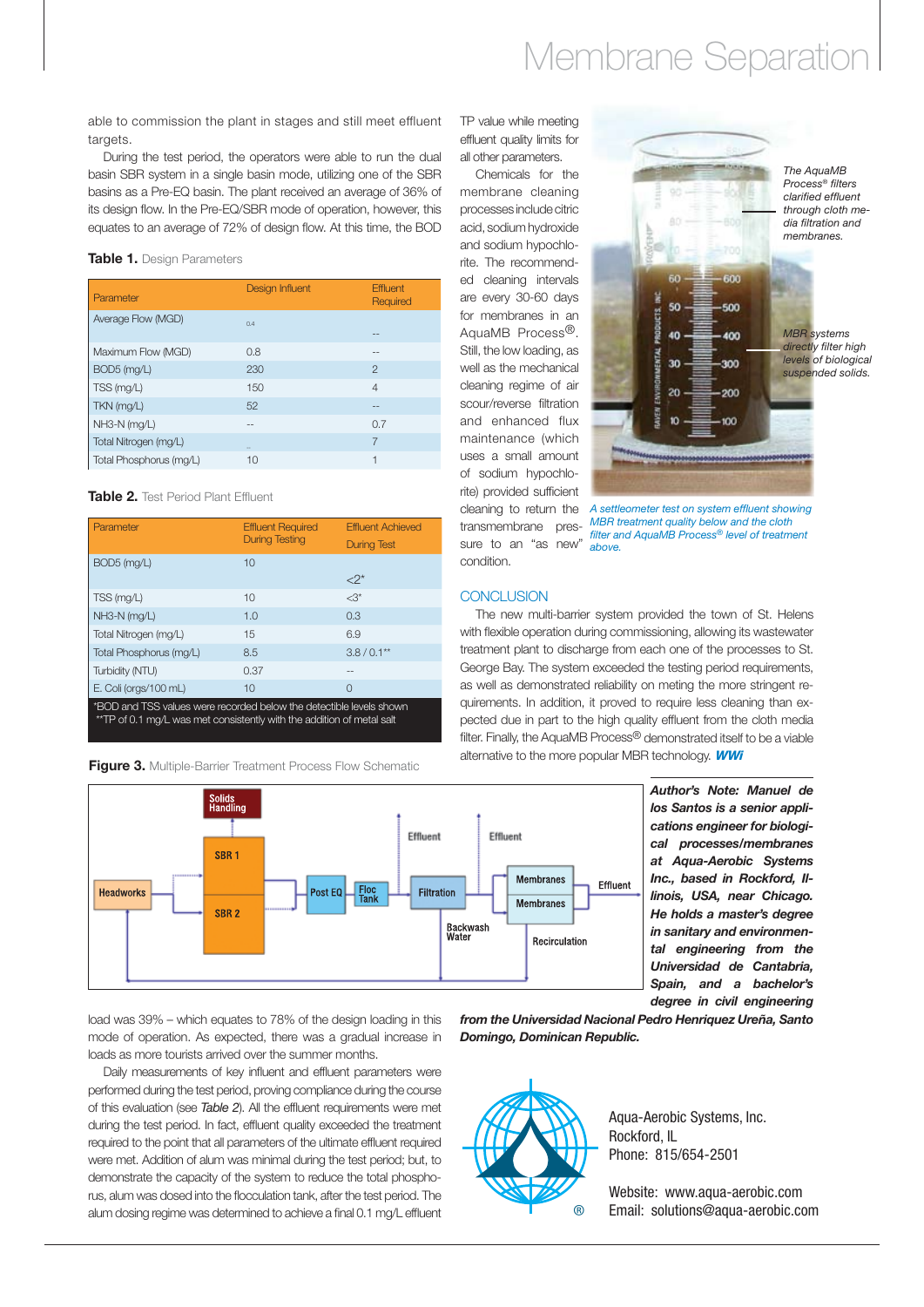able to commission the plant in stages and still meet effluent targets.

During the test period, the operators were able to run the dual basin SBR system in a single basin mode, utilizing one of the SBR basins as a Pre-EQ basin. The plant received an average of 36% of its design flow. In the Pre-EQ/SBR mode of operation, however, this equates to an average of 72% of design flow. At this time, the BOD load was 39% – which equates to 78% of the design loading in this mode of operation. As expected, there was a gradual increase in loads as more tourists arrived over the summer months.

Daily measurements of key influent and effluent parameters were performed during the test period, proving compliance during the course of this evaluation (see *Table 2*). All the effluent requirements were met during the test period. In fact, effluent quality exceeded the treatment required to the point that all parameters of the ultimate effluent required were met. Addition of alum was minimal during the test period; but, to demonstrate the capacity of the system to reduce the total phosphorus, alum was dosed into the flocculation tank, after the test period. The alum dosing regime was determined to achieve a final 0.1 mg/L effluent TP value while meeting effluent quality limits for all other parameters.

**Table 1.** Design Parameters

| Parameter | Design Influent | Effluent Required |
|---|---|---|
| Average Flow (MGD) | 0.4 | -- |
| Maximum Flow (MGD) | 0.8 | -- |
| BOD5 (mg/L) | 230 | 2 |
| TSS (mg/L) | 150 | 4 |
| TKN (mg/L) | 52 | -- |
| NH3-N (mg/L) | -- | 0.7 |
| Total Nitrogen (mg/L) | -- | 7 |
| Total Phosphorus (mg/L) | 10 | 1 |

**Table 2.** Test Period Plant Effluent

| Parameter | Effluent Required During Testing | Effluent Achieved During Test |
|---|---|---|
| BOD5 (mg/L) | 10 | <2* |
| TSS (mg/L) | 10 | <3* |
| NH3-N (mg/L) | 1.0 | 0.3 |
| Total Nitrogen (mg/L) | 15 | 6.9 |
| Total Phosphorus (mg/L) | 8.5 | 3.8 / 0.1** |
| Turbidity (NTU) | 0.37 | -- |
| E. Coli (orgs/100 mL) | 10 | 0 |

*BOD and TSS values were recorded below the detectible levels shown
**TP of 0.1 mg/L was met consistently with the addition of metal salt

**Figure 3.** Multiple-Barrier Treatment Process Flow Schematic

Solids Handling
Headworks
SBR 1
SBR 2
Post EQ
Floc Tank
Effluent
Filtration
Backwash Water
Effluent
Membranes
Membranes
Effluent
Recirculation

Chemicals for the membrane cleaning processes include citric acid, sodium hydroxide and sodium hypochlorite. The recommended cleaning intervals are every 30-60 days for membranes in an AquaMB Process®. Still, the low loading, as well as the mechanical cleaning regime of air scour/reverse filtration and enhanced flux maintenance (which uses a small amount of sodium hypochlorite) provided sufficient cleaning to return the transmembrane pressure to an "as new" condition.

The AquaMB Process® filters clarified effluent through cloth media filtration and membranes.

MBR systems directly filter high levels of biological suspended solids.

*A settleometer test on system effluent showing MBR treatment quality below and the cloth filter and AquaMB Process® level of treatment above.*

## CONCLUSION

The new multi-barrier system provided the town of St. Helens with flexible operation during commissioning, allowing its wastewater treatment plant to discharge from each one of the processes to St. George Bay. The system exceeded the testing period requirements, as well as demonstrated reliability on meting the more stringent requirements. In addition, it proved to require less cleaning than expected due in part to the high quality effluent from the cloth media filter. Finally, the AquaMB Process® demonstrated itself to be a viable alternative to the more popular MBR technology. ***WWi***

***Author's Note: Manuel de los Santos is a senior applications engineer for biological processes/membranes at Aqua-Aerobic Systems Inc., based in Rockford, Illinois, USA, near Chicago. He holds a master's degree in sanitary and environmental engineering from the Universidad de Cantabria, Spain, and a bachelor's degree in civil engineering from the Universidad Nacional Pedro Henriquez Ureña, Santo Domingo, Dominican Republic.***

Aqua-Aerobic Systems, Inc.
Rockford, IL
Phone: 815/654-2501

Website: www.aqua-aerobic.com
Email: solutions@aqua-aerobic.com